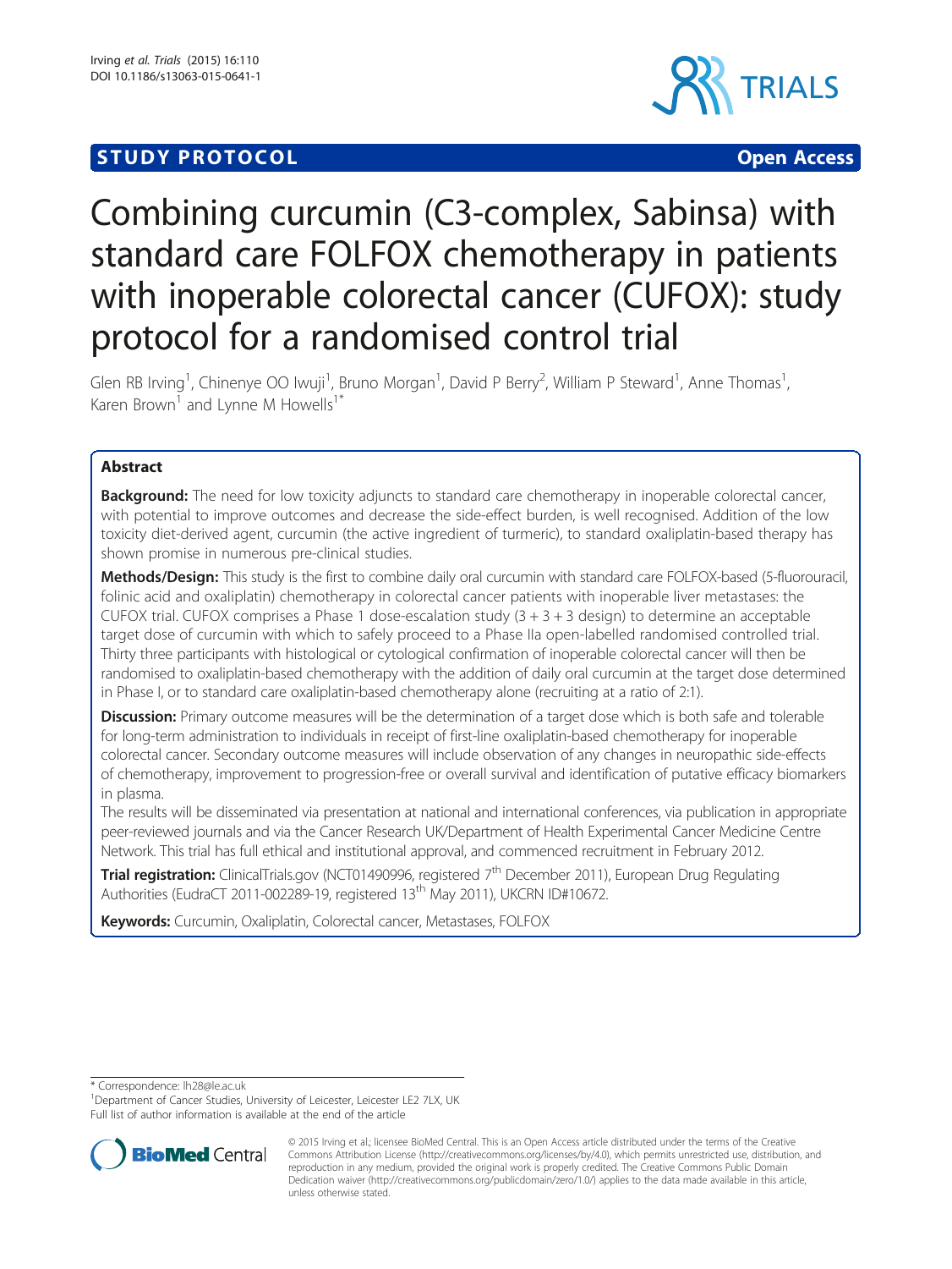STUDY PROTOCOL Open Access

# Combining curcumin (C3-complex, Sabinsa) with standard care FOLFOX chemotherapy in patients with inoperable colorectal cancer (CUFOX): study protocol for a randomised control trial

Glen RB Irving[1], Chinenye OO Iwuji[1], Bruno Morgan[1], David P Berry[2], William P Steward[1], Anne Thomas[1], Karen Brown[1] and Lynne M Howells[1*]

## Abstract

**Background:** The need for low toxicity adjuncts to standard care chemotherapy in inoperable colorectal cancer, with potential to improve outcomes and decrease the side-effect burden, is well recognised. Addition of the low toxicity diet-derived agent, curcumin (the active ingredient of turmeric), to standard oxaliplatin-based therapy has shown promise in numerous pre-clinical studies.

**Methods/Design:** This study is the first to combine daily oral curcumin with standard care FOLFOX-based (5-fluorouracil, folinic acid and oxaliplatin) chemotherapy in colorectal cancer patients with inoperable liver metastases: the CUFOX trial. CUFOX comprises a Phase 1 dose-escalation study (3 + 3 + 3 design) to determine an acceptable target dose of curcumin with which to safely proceed to a Phase IIa open-labelled randomised controlled trial. Thirty three participants with histological or cytological confirmation of inoperable colorectal cancer will then be randomised to oxaliplatin-based chemotherapy with the addition of daily oral curcumin at the target dose determined in Phase I, or to standard care oxaliplatin-based chemotherapy alone (recruiting at a ratio of 2:1).

**Discussion:** Primary outcome measures will be the determination of a target dose which is both safe and tolerable for long-term administration to individuals in receipt of first-line oxaliplatin-based chemotherapy for inoperable colorectal cancer. Secondary outcome measures will include observation of any changes in neuropathic side-effects of chemotherapy, improvement to progression-free or overall survival and identification of putative efficacy biomarkers in plasma.

The results will be disseminated via presentation at national and international conferences, via publication in appropriate peer-reviewed journals and via the Cancer Research UK/Department of Health Experimental Cancer Medicine Centre Network. This trial has full ethical and institutional approval, and commenced recruitment in February 2012.

**Trial registration:** ClinicalTrials.gov (NCT01490996, registered 7th December 2011), European Drug Regulating Authorities (EudraCT 2011-002289-19, registered 13th May 2011), UKCRN ID#10672.

**Keywords:** Curcumin, Oxaliplatin, Colorectal cancer, Metastases, FOLFOX

* Correspondence: lh28@le.ac.uk

[1]Department of Cancer Studies, University of Leicester, Leicester LE2 7LX, UK

Full list of author information is available at the end of the article

© 2015 Irving et al.; licensee BioMed Central. This is an Open Access article distributed under the terms of the Creative Commons Attribution License (http://creativecommons.org/licenses/by/4.0), which permits unrestricted use, distribution, and reproduction in any medium, provided the original work is properly credited. The Creative Commons Public Domain Dedication waiver (http://creativecommons.org/publicdomain/zero/1.0/) applies to the data made available in this article, unless otherwise stated.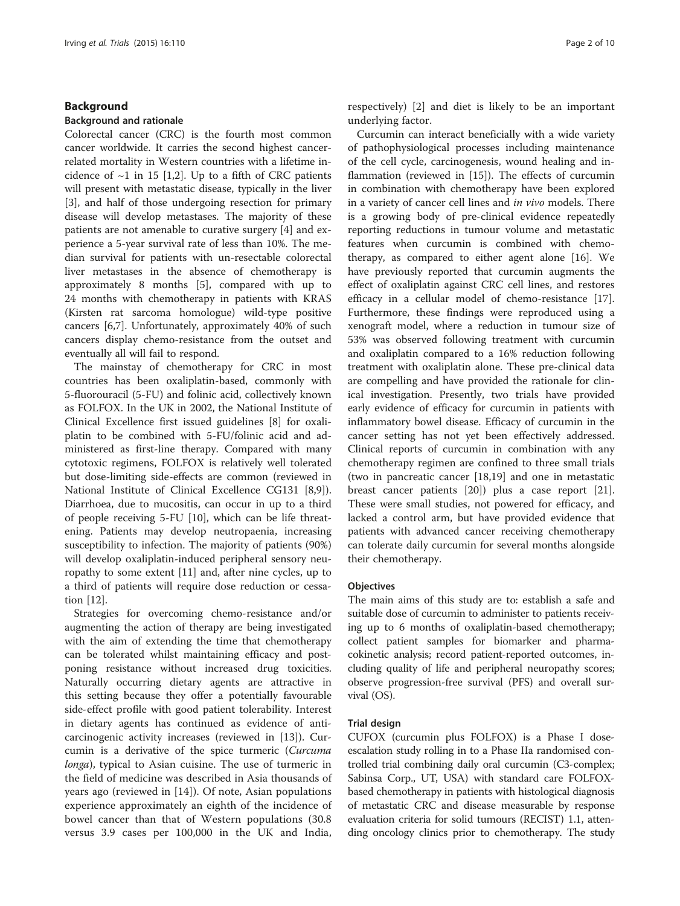## Background

### Background and rationale

Colorectal cancer (CRC) is the fourth most common cancer worldwide. It carries the second highest cancer-related mortality in Western countries with a lifetime incidence of ~1 in 15 [1,2]. Up to a fifth of CRC patients will present with metastatic disease, typically in the liver [3], and half of those undergoing resection for primary disease will develop metastases. The majority of these patients are not amenable to curative surgery [4] and experience a 5-year survival rate of less than 10%. The median survival for patients with un-resectable colorectal liver metastases in the absence of chemotherapy is approximately 8 months [5], compared with up to 24 months with chemotherapy in patients with KRAS (Kirsten rat sarcoma homologue) wild-type positive cancers [6,7]. Unfortunately, approximately 40% of such cancers display chemo-resistance from the outset and eventually all will fail to respond.

The mainstay of chemotherapy for CRC in most countries has been oxaliplatin-based, commonly with 5-fluorouracil (5-FU) and folinic acid, collectively known as FOLFOX. In the UK in 2002, the National Institute of Clinical Excellence first issued guidelines [8] for oxaliplatin to be combined with 5-FU/folinic acid and administered as first-line therapy. Compared with many cytotoxic regimens, FOLFOX is relatively well tolerated but dose-limiting side-effects are common (reviewed in National Institute of Clinical Excellence CG131 [8,9]). Diarrhoea, due to mucositis, can occur in up to a third of people receiving 5-FU [10], which can be life threatening. Patients may develop neutropaenia, increasing susceptibility to infection. The majority of patients (90%) will develop oxaliplatin-induced peripheral sensory neuropathy to some extent [11] and, after nine cycles, up to a third of patients will require dose reduction or cessation [12].

Strategies for overcoming chemo-resistance and/or augmenting the action of therapy are being investigated with the aim of extending the time that chemotherapy can be tolerated whilst maintaining efficacy and postponing resistance without increased drug toxicities. Naturally occurring dietary agents are attractive in this setting because they offer a potentially favourable side-effect profile with good patient tolerability. Interest in dietary agents has continued as evidence of anti-carcinogenic activity increases (reviewed in [13]). Curcumin is a derivative of the spice turmeric (*Curcuma longa*), typical to Asian cuisine. The use of turmeric in the field of medicine was described in Asia thousands of years ago (reviewed in [14]). Of note, Asian populations experience approximately an eighth of the incidence of bowel cancer than that of Western populations (30.8 versus 3.9 cases per 100,000 in the UK and India, respectively) [2] and diet is likely to be an important underlying factor.

Curcumin can interact beneficially with a wide variety of pathophysiological processes including maintenance of the cell cycle, carcinogenesis, wound healing and inflammation (reviewed in [15]). The effects of curcumin in combination with chemotherapy have been explored in a variety of cancer cell lines and *in vivo* models. There is a growing body of pre-clinical evidence repeatedly reporting reductions in tumour volume and metastatic features when curcumin is combined with chemotherapy, as compared to either agent alone [16]. We have previously reported that curcumin augments the effect of oxaliplatin against CRC cell lines, and restores efficacy in a cellular model of chemo-resistance [17]. Furthermore, these findings were reproduced using a xenograft model, where a reduction in tumour size of 53% was observed following treatment with curcumin and oxaliplatin compared to a 16% reduction following treatment with oxaliplatin alone. These pre-clinical data are compelling and have provided the rationale for clinical investigation. Presently, two trials have provided early evidence of efficacy for curcumin in patients with inflammatory bowel disease. Efficacy of curcumin in the cancer setting has not yet been effectively addressed. Clinical reports of curcumin in combination with any chemotherapy regimen are confined to three small trials (two in pancreatic cancer [18,19] and one in metastatic breast cancer patients [20]) plus a case report [21]. These were small studies, not powered for efficacy, and lacked a control arm, but have provided evidence that patients with advanced cancer receiving chemotherapy can tolerate daily curcumin for several months alongside their chemotherapy.

### Objectives

The main aims of this study are to: establish a safe and suitable dose of curcumin to administer to patients receiving up to 6 months of oxaliplatin-based chemotherapy; collect patient samples for biomarker and pharmacokinetic analysis; record patient-reported outcomes, including quality of life and peripheral neuropathy scores; observe progression-free survival (PFS) and overall survival (OS).

### Trial design

CUFOX (curcumin plus FOLFOX) is a Phase I dose-escalation study rolling in to a Phase IIa randomised controlled trial combining daily oral curcumin (C3-complex; Sabinsa Corp., UT, USA) with standard care FOLFOX-based chemotherapy in patients with histological diagnosis of metastatic CRC and disease measurable by response evaluation criteria for solid tumours (RECIST) 1.1, attending oncology clinics prior to chemotherapy. The study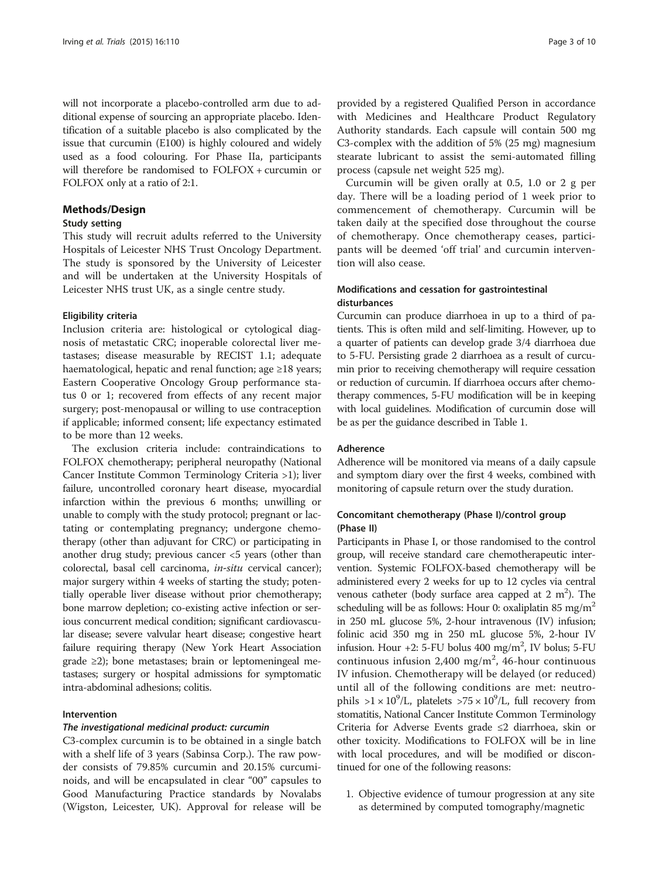will not incorporate a placebo-controlled arm due to additional expense of sourcing an appropriate placebo. Identification of a suitable placebo is also complicated by the issue that curcumin (E100) is highly coloured and widely used as a food colouring. For Phase IIa, participants will therefore be randomised to FOLFOX + curcumin or FOLFOX only at a ratio of 2:1.

## Methods/Design

### Study setting

This study will recruit adults referred to the University Hospitals of Leicester NHS Trust Oncology Department. The study is sponsored by the University of Leicester and will be undertaken at the University Hospitals of Leicester NHS trust UK, as a single centre study.

### Eligibility criteria

Inclusion criteria are: histological or cytological diagnosis of metastatic CRC; inoperable colorectal liver metastases; disease measurable by RECIST 1.1; adequate haematological, hepatic and renal function; age ≥18 years; Eastern Cooperative Oncology Group performance status 0 or 1; recovered from effects of any recent major surgery; post-menopausal or willing to use contraception if applicable; informed consent; life expectancy estimated to be more than 12 weeks.

The exclusion criteria include: contraindications to FOLFOX chemotherapy; peripheral neuropathy (National Cancer Institute Common Terminology Criteria >1); liver failure, uncontrolled coronary heart disease, myocardial infarction within the previous 6 months; unwilling or unable to comply with the study protocol; pregnant or lactating or contemplating pregnancy; undergone chemotherapy (other than adjuvant for CRC) or participating in another drug study; previous cancer <5 years (other than colorectal, basal cell carcinoma, *in-situ* cervical cancer); major surgery within 4 weeks of starting the study; potentially operable liver disease without prior chemotherapy; bone marrow depletion; co-existing active infection or serious concurrent medical condition; significant cardiovascular disease; severe valvular heart disease; congestive heart failure requiring therapy (New York Heart Association grade ≥2); bone metastases; brain or leptomeningeal metastases; surgery or hospital admissions for symptomatic intra-abdominal adhesions; colitis.

### Intervention

#### *The investigational medicinal product: curcumin*

C3-complex curcumin is to be obtained in a single batch with a shelf life of 3 years (Sabinsa Corp.). The raw powder consists of 79.85% curcumin and 20.15% curcuminoids, and will be encapsulated in clear "00" capsules to Good Manufacturing Practice standards by Novalabs (Wigston, Leicester, UK). Approval for release will be provided by a registered Qualified Person in accordance with Medicines and Healthcare Product Regulatory Authority standards. Each capsule will contain 500 mg C3-complex with the addition of 5% (25 mg) magnesium stearate lubricant to assist the semi-automated filling process (capsule net weight 525 mg).

Curcumin will be given orally at 0.5, 1.0 or 2 g per day. There will be a loading period of 1 week prior to commencement of chemotherapy. Curcumin will be taken daily at the specified dose throughout the course of chemotherapy. Once chemotherapy ceases, participants will be deemed 'off trial' and curcumin intervention will also cease.

### Modifications and cessation for gastrointestinal disturbances

Curcumin can produce diarrhoea in up to a third of patients. This is often mild and self-limiting. However, up to a quarter of patients can develop grade 3/4 diarrhoea due to 5-FU. Persisting grade 2 diarrhoea as a result of curcumin prior to receiving chemotherapy will require cessation or reduction of curcumin. If diarrhoea occurs after chemotherapy commences, 5-FU modification will be in keeping with local guidelines. Modification of curcumin dose will be as per the guidance described in Table 1.

### Adherence

Adherence will be monitored via means of a daily capsule and symptom diary over the first 4 weeks, combined with monitoring of capsule return over the study duration.

### Concomitant chemotherapy (Phase I)/control group (Phase II)

Participants in Phase I, or those randomised to the control group, will receive standard care chemotherapeutic intervention. Systemic FOLFOX-based chemotherapy will be administered every 2 weeks for up to 12 cycles via central venous catheter (body surface area capped at 2 $m^2$). The scheduling will be as follows: Hour 0: oxaliplatin 85 mg/$m^2$ in 250 mL glucose 5%, 2-hour intravenous (IV) infusion; folinic acid 350 mg in 250 mL glucose 5%, 2-hour IV infusion. Hour +2: 5-FU bolus 400 mg/$m^2$, IV bolus; 5-FU continuous infusion 2,400 mg/$m^2$, 46-hour continuous IV infusion. Chemotherapy will be delayed (or reduced) until all of the following conditions are met: neutrophils $>1 \times 10^9$/L, platelets $>75 \times 10^9$/L, full recovery from stomatitis, National Cancer Institute Common Terminology Criteria for Adverse Events grade ≤2 diarrhoea, skin or other toxicity. Modifications to FOLFOX will be in line with local procedures, and will be modified or discontinued for one of the following reasons:

1. Objective evidence of tumour progression at any site as determined by computed tomography/magnetic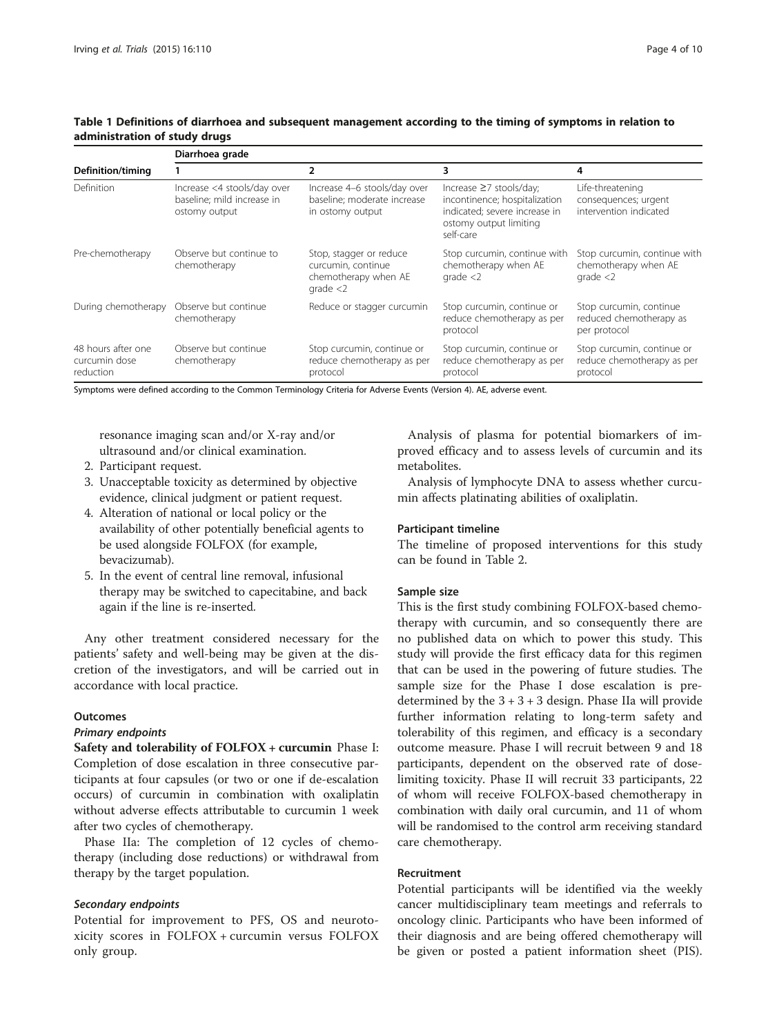**Table 1 Definitions of diarrhoea and subsequent management according to the timing of symptoms in relation to administration of study drugs**

| | Diarrhoea grade | | | |
|---|---|---|---|---|
| Definition/timing | 1 | 2 | 3 | 4 |
| Definition | Increase <4 stools/day over baseline; mild increase in ostomy output | Increase 4–6 stools/day over baseline; moderate increase in ostomy output | Increase ≥7 stools/day; incontinence; hospitalization indicated; severe increase in ostomy output limiting self-care | Life-threatening consequences; urgent intervention indicated |
| Pre-chemotherapy | Observe but continue to chemotherapy | Stop, stagger or reduce curcumin, continue chemotherapy when AE grade <2 | Stop curcumin, continue with chemotherapy when AE grade <2 | Stop curcumin, continue with chemotherapy when AE grade <2 |
| During chemotherapy | Observe but continue chemotherapy | Reduce or stagger curcumin | Stop curcumin, continue or reduce chemotherapy as per protocol | Stop curcumin, continue reduced chemotherapy as per protocol |
| 48 hours after one curcumin dose reduction | Observe but continue chemotherapy | Stop curcumin, continue or reduce chemotherapy as per protocol | Stop curcumin, continue or reduce chemotherapy as per protocol | Stop curcumin, continue or reduce chemotherapy as per protocol |

Symptoms were defined according to the Common Terminology Criteria for Adverse Events (Version 4). AE, adverse event.

resonance imaging scan and/or X-ray and/or ultrasound and/or clinical examination.

2. Participant request.
3. Unacceptable toxicity as determined by objective evidence, clinical judgment or patient request.
4. Alteration of national or local policy or the availability of other potentially beneficial agents to be used alongside FOLFOX (for example, bevacizumab).
5. In the event of central line removal, infusional therapy may be switched to capecitabine, and back again if the line is re-inserted.

Any other treatment considered necessary for the patients' safety and well-being may be given at the discretion of the investigators, and will be carried out in accordance with local practice.

### Outcomes

#### *Primary endpoints*

**Safety and tolerability of FOLFOX + curcumin** Phase I: Completion of dose escalation in three consecutive participants at four capsules (or two or one if de-escalation occurs) of curcumin in combination with oxaliplatin without adverse effects attributable to curcumin 1 week after two cycles of chemotherapy.

Phase IIa: The completion of 12 cycles of chemotherapy (including dose reductions) or withdrawal from therapy by the target population.

#### *Secondary endpoints*

Potential for improvement to PFS, OS and neurotoxicity scores in FOLFOX + curcumin versus FOLFOX only group.

Analysis of plasma for potential biomarkers of improved efficacy and to assess levels of curcumin and its metabolites.

Analysis of lymphocyte DNA to assess whether curcumin affects platinating abilities of oxaliplatin.

### Participant timeline

The timeline of proposed interventions for this study can be found in Table 2.

### Sample size

This is the first study combining FOLFOX-based chemotherapy with curcumin, and so consequently there are no published data on which to power this study. This study will provide the first efficacy data for this regimen that can be used in the powering of future studies. The sample size for the Phase I dose escalation is predetermined by the 3 + 3 + 3 design. Phase IIa will provide further information relating to long-term safety and tolerability of this regimen, and efficacy is a secondary outcome measure. Phase I will recruit between 9 and 18 participants, dependent on the observed rate of dose-limiting toxicity. Phase II will recruit 33 participants, 22 of whom will receive FOLFOX-based chemotherapy in combination with daily oral curcumin, and 11 of whom will be randomised to the control arm receiving standard care chemotherapy.

### Recruitment

Potential participants will be identified via the weekly cancer multidisciplinary team meetings and referrals to oncology clinic. Participants who have been informed of their diagnosis and are being offered chemotherapy will be given or posted a patient information sheet (PIS).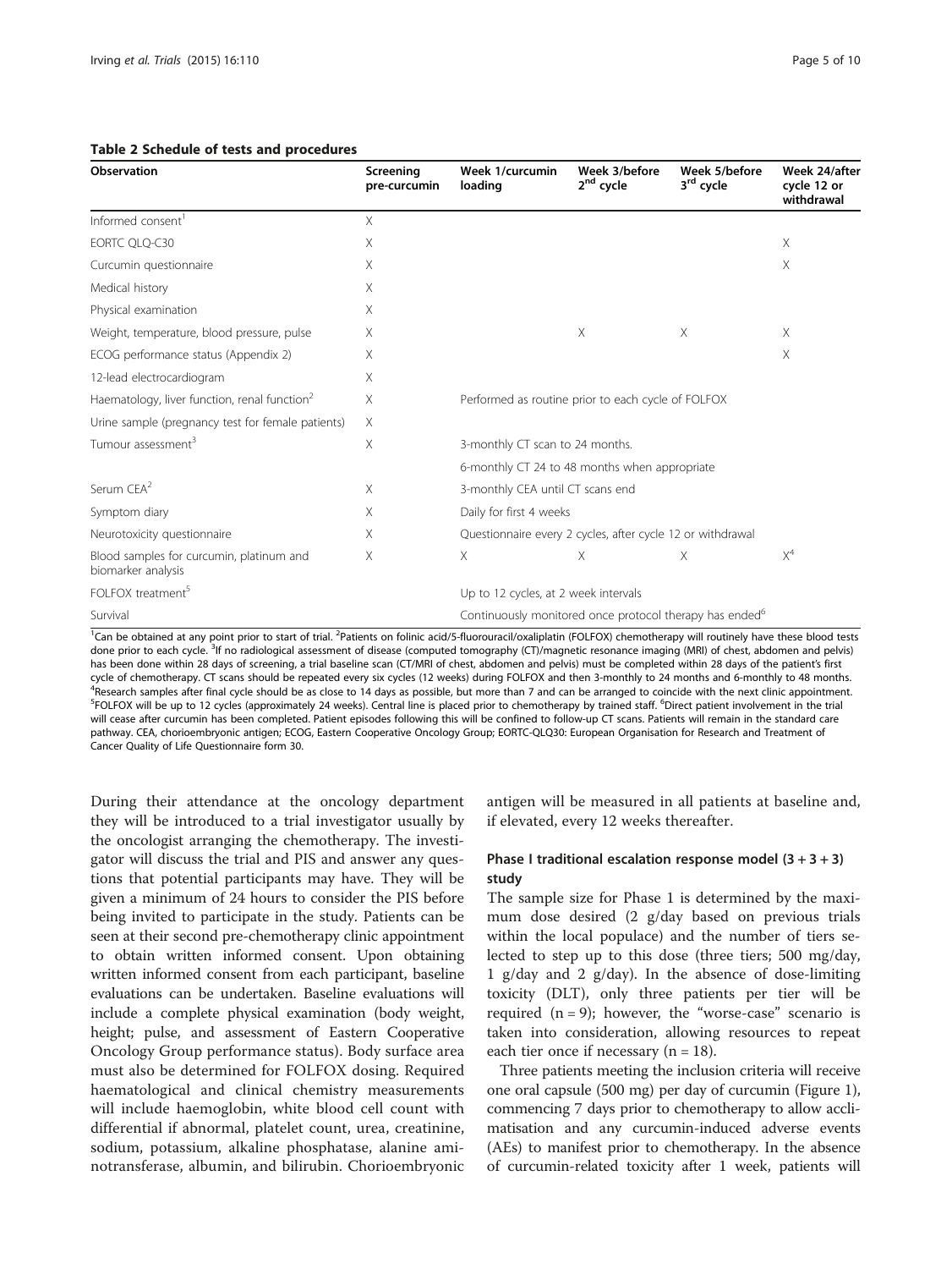**Table 2 Schedule of tests and procedures**

| Observation | Screening pre-curcumin | Week 1/curcumin loading | Week 3/before $2^{nd}$ cycle | Week 5/before $3^{rd}$ cycle | Week 24/after cycle 12 or withdrawal |
|---|---|---|---|---|---|
| Informed consent[1] | X | | | | |
| EORTC QLQ-C30 | X | | | | X |
| Curcumin questionnaire | X | | | | X |
| Medical history | X | | | | |
| Physical examination | X | | | | |
| Weight, temperature, blood pressure, pulse | X | | X | X | X |
| ECOG performance status (Appendix 2) | X | | | | X |
| 12-lead electrocardiogram | X | | | | |
| Haematology, liver function, renal function[2] | X | Performed as routine prior to each cycle of FOLFOX | | | |
| Urine sample (pregnancy test for female patients) | X | | | | |
| Tumour assessment[3] | X | 3-monthly CT scan to 24 months. | | | |
| | | 6-monthly CT 24 to 48 months when appropriate | | | |
| Serum CEA[2] | X | 3-monthly CEA until CT scans end | | | |
| Symptom diary | X | Daily for first 4 weeks | | | |
| Neurotoxicity questionnaire | X | Questionnaire every 2 cycles, after cycle 12 or withdrawal | | | |
| Blood samples for curcumin, platinum and biomarker analysis | X | X | X | X | X[4] |
| FOLFOX treatment[5] | | Up to 12 cycles, at 2 week intervals | | | |
| Survival | | Continuously monitored once protocol therapy has ended[6] | | | |

[1]Can be obtained at any point prior to start of trial. [2]Patients on folinic acid/5-fluorouracil/oxaliplatin (FOLFOX) chemotherapy will routinely have these blood tests done prior to each cycle. [3]If no radiological assessment of disease (computed tomography (CT)/magnetic resonance imaging (MRI) of chest, abdomen and pelvis) has been done within 28 days of screening, a trial baseline scan (CT/MRI of chest, abdomen and pelvis) must be completed within 28 days of the patient's first cycle of chemotherapy. CT scans should be repeated every six cycles (12 weeks) during FOLFOX and then 3-monthly to 24 months and 6-monthly to 48 months. [4]Research samples after final cycle should be as close to 14 days as possible, but more than 7 and can be arranged to coincide with the next clinic appointment. [5]FOLFOX will be up to 12 cycles (approximately 24 weeks). Central line is placed prior to chemotherapy by trained staff. [6]Direct patient involvement in the trial will cease after curcumin has been completed. Patient episodes following this will be confined to follow-up CT scans. Patients will remain in the standard care pathway. CEA, chorioembryonic antigen; ECOG, Eastern Cooperative Oncology Group; EORTC-QLQ30: European Organisation for Research and Treatment of Cancer Quality of Life Questionnaire form 30.

During their attendance at the oncology department they will be introduced to a trial investigator usually by the oncologist arranging the chemotherapy. The investigator will discuss the trial and PIS and answer any questions that potential participants may have. They will be given a minimum of 24 hours to consider the PIS before being invited to participate in the study. Patients can be seen at their second pre-chemotherapy clinic appointment to obtain written informed consent. Upon obtaining written informed consent from each participant, baseline evaluations can be undertaken. Baseline evaluations will include a complete physical examination (body weight, height; pulse, and assessment of Eastern Cooperative Oncology Group performance status). Body surface area must also be determined for FOLFOX dosing. Required haematological and clinical chemistry measurements will include haemoglobin, white blood cell count with differential if abnormal, platelet count, urea, creatinine, sodium, potassium, alkaline phosphatase, alanine aminotransferase, albumin, and bilirubin. Chorioembryonic antigen will be measured in all patients at baseline and, if elevated, every 12 weeks thereafter.

### Phase I traditional escalation response model (3 + 3 + 3) study

The sample size for Phase 1 is determined by the maximum dose desired (2 g/day based on previous trials within the local populace) and the number of tiers selected to step up to this dose (three tiers; 500 mg/day, 1 g/day and 2 g/day). In the absence of dose-limiting toxicity (DLT), only three patients per tier will be required (n = 9); however, the "worse-case" scenario is taken into consideration, allowing resources to repeat each tier once if necessary (n = 18).

Three patients meeting the inclusion criteria will receive one oral capsule (500 mg) per day of curcumin (Figure 1), commencing 7 days prior to chemotherapy to allow acclimatisation and any curcumin-induced adverse events (AEs) to manifest prior to chemotherapy. In the absence of curcumin-related toxicity after 1 week, patients will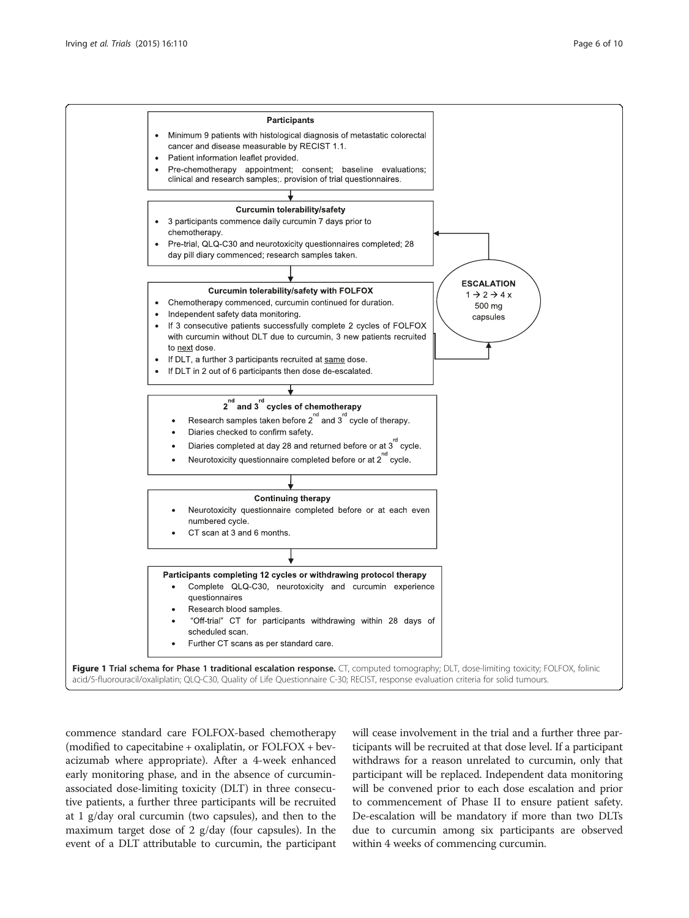**Participants**

- Minimum 9 patients with histological diagnosis of metastatic colorectal cancer and disease measurable by RECIST 1.1.
- Patient information leaflet provided.
- Pre-chemotherapy appointment; consent; baseline evaluations; clinical and research samples;. provision of trial questionnaires.

↓

**Curcumin tolerability/safety**

- 3 participants commence daily curcumin 7 days prior to chemotherapy.
- Pre-trial, QLQ-C30 and neurotoxicity questionnaires completed; 28 day pill diary commenced; research samples taken.

↓

**Curcumin tolerability/safety with FOLFOX**

- Chemotherapy commenced, curcumin continued for duration.
- Independent safety data monitoring.
- If 3 consecutive patients successfully complete 2 cycles of FOLFOX with curcumin without DLT due to curcumin, 3 new patients recruited to next dose.
- If DLT, a further 3 participants recruited at same dose.
- If DLT in 2 out of 6 participants then dose de-escalated.

**ESCALATION** 1 → 2 → 4 x 500 mg capsules

↓

**2nd and 3rd cycles of chemotherapy**

- Research samples taken before 2nd and 3rd cycle of therapy.
- Diaries checked to confirm safety.
- Diaries completed at day 28 and returned before or at 3rd cycle.
- Neurotoxicity questionnaire completed before or at 2nd cycle.

↓

**Continuing therapy**

- Neurotoxicity questionnaire completed before or at each even numbered cycle.
- CT scan at 3 and 6 months.

↓

**Participants completing 12 cycles or withdrawing protocol therapy**

- Complete QLQ-C30, neurotoxicity and curcumin experience questionnaires
- Research blood samples.
- "Off-trial" CT for participants withdrawing within 28 days of scheduled scan.
- Further CT scans as per standard care.

**Figure 1 Trial schema for Phase 1 traditional escalation response.** CT, computed tomography; DLT, dose-limiting toxicity; FOLFOX, folinic acid/5-fluorouracil/oxaliplatin; QLQ-C30, Quality of Life Questionnaire C-30; RECIST, response evaluation criteria for solid tumours.

commence standard care FOLFOX-based chemotherapy (modified to capecitabine + oxaliplatin, or FOLFOX + bevacizumab where appropriate). After a 4-week enhanced early monitoring phase, and in the absence of curcumin-associated dose-limiting toxicity (DLT) in three consecutive patients, a further three participants will be recruited at 1 g/day oral curcumin (two capsules), and then to the maximum target dose of 2 g/day (four capsules). In the event of a DLT attributable to curcumin, the participant will cease involvement in the trial and a further three participants will be recruited at that dose level. If a participant withdraws for a reason unrelated to curcumin, only that participant will be replaced. Independent data monitoring will be convened prior to each dose escalation and prior to commencement of Phase II to ensure patient safety. De-escalation will be mandatory if more than two DLTs due to curcumin among six participants are observed within 4 weeks of commencing curcumin.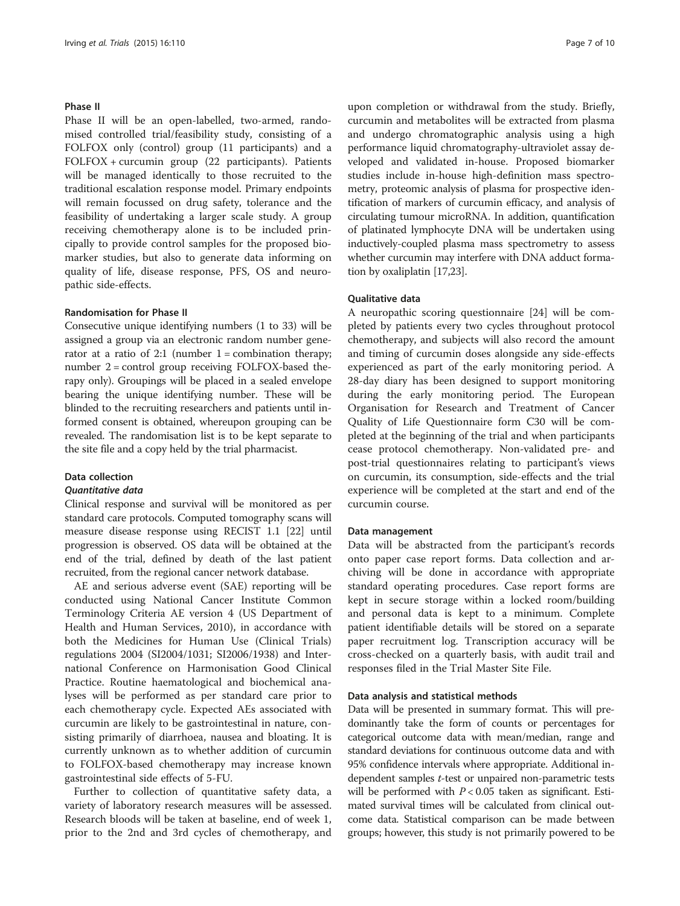### Phase II

Phase II will be an open-labelled, two-armed, randomised controlled trial/feasibility study, consisting of a FOLFOX only (control) group (11 participants) and a FOLFOX + curcumin group (22 participants). Patients will be managed identically to those recruited to the traditional escalation response model. Primary endpoints will remain focussed on drug safety, tolerance and the feasibility of undertaking a larger scale study. A group receiving chemotherapy alone is to be included principally to provide control samples for the proposed biomarker studies, but also to generate data informing on quality of life, disease response, PFS, OS and neuropathic side-effects.

### Randomisation for Phase II

Consecutive unique identifying numbers (1 to 33) will be assigned a group via an electronic random number generator at a ratio of 2:1 (number 1 = combination therapy; number 2 = control group receiving FOLFOX-based therapy only). Groupings will be placed in a sealed envelope bearing the unique identifying number. These will be blinded to the recruiting researchers and patients until informed consent is obtained, whereupon grouping can be revealed. The randomisation list is to be kept separate to the site file and a copy held by the trial pharmacist.

### Data collection

#### *Quantitative data*

Clinical response and survival will be monitored as per standard care protocols. Computed tomography scans will measure disease response using RECIST 1.1 [22] until progression is observed. OS data will be obtained at the end of the trial, defined by death of the last patient recruited, from the regional cancer network database.

AE and serious adverse event (SAE) reporting will be conducted using National Cancer Institute Common Terminology Criteria AE version 4 (US Department of Health and Human Services, 2010), in accordance with both the Medicines for Human Use (Clinical Trials) regulations 2004 (SI2004/1031; SI2006/1938) and International Conference on Harmonisation Good Clinical Practice. Routine haematological and biochemical analyses will be performed as per standard care prior to each chemotherapy cycle. Expected AEs associated with curcumin are likely to be gastrointestinal in nature, consisting primarily of diarrhoea, nausea and bloating. It is currently unknown as to whether addition of curcumin to FOLFOX-based chemotherapy may increase known gastrointestinal side effects of 5-FU.

Further to collection of quantitative safety data, a variety of laboratory research measures will be assessed. Research bloods will be taken at baseline, end of week 1, prior to the 2nd and 3rd cycles of chemotherapy, and upon completion or withdrawal from the study. Briefly, curcumin and metabolites will be extracted from plasma and undergo chromatographic analysis using a high performance liquid chromatography-ultraviolet assay developed and validated in-house. Proposed biomarker studies include in-house high-definition mass spectrometry, proteomic analysis of plasma for prospective identification of markers of curcumin efficacy, and analysis of circulating tumour microRNA. In addition, quantification of platinated lymphocyte DNA will be undertaken using inductively-coupled plasma mass spectrometry to assess whether curcumin may interfere with DNA adduct formation by oxaliplatin [17,23].

#### Qualitative data

A neuropathic scoring questionnaire [24] will be completed by patients every two cycles throughout protocol chemotherapy, and subjects will also record the amount and timing of curcumin doses alongside any side-effects experienced as part of the early monitoring period. A 28-day diary has been designed to support monitoring during the early monitoring period. The European Organisation for Research and Treatment of Cancer Quality of Life Questionnaire form C30 will be completed at the beginning of the trial and when participants cease protocol chemotherapy. Non-validated pre- and post-trial questionnaires relating to participant's views on curcumin, its consumption, side-effects and the trial experience will be completed at the start and end of the curcumin course.

### Data management

Data will be abstracted from the participant's records onto paper case report forms. Data collection and archiving will be done in accordance with appropriate standard operating procedures. Case report forms are kept in secure storage within a locked room/building and personal data is kept to a minimum. Complete patient identifiable details will be stored on a separate paper recruitment log. Transcription accuracy will be cross-checked on a quarterly basis, with audit trail and responses filed in the Trial Master Site File.

### Data analysis and statistical methods

Data will be presented in summary format. This will predominantly take the form of counts or percentages for categorical outcome data with mean/median, range and standard deviations for continuous outcome data and with 95% confidence intervals where appropriate. Additional independent samples *t*-test or unpaired non-parametric tests will be performed with $P < 0.05$ taken as significant. Estimated survival times will be calculated from clinical outcome data. Statistical comparison can be made between groups; however, this study is not primarily powered to be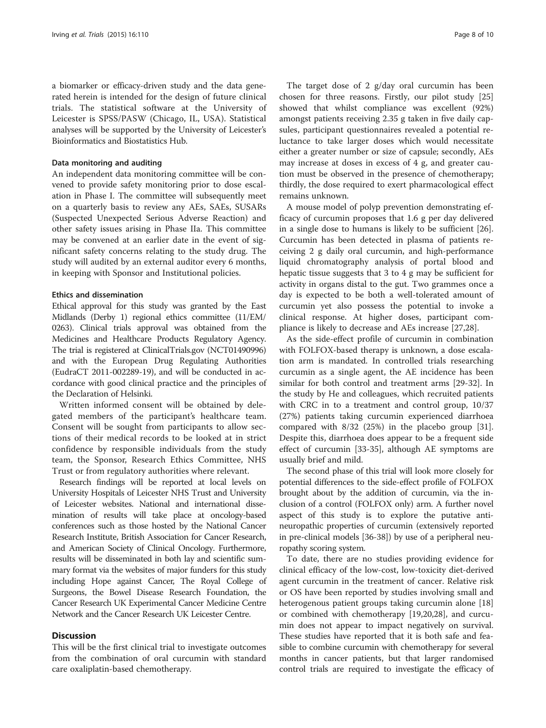a biomarker or efficacy-driven study and the data generated herein is intended for the design of future clinical trials. The statistical software at the University of Leicester is SPSS/PASW (Chicago, IL, USA). Statistical analyses will be supported by the University of Leicester's Bioinformatics and Biostatistics Hub.

#### Data monitoring and auditing

An independent data monitoring committee will be convened to provide safety monitoring prior to dose escalation in Phase I. The committee will subsequently meet on a quarterly basis to review any AEs, SAEs, SUSARs (Suspected Unexpected Serious Adverse Reaction) and other safety issues arising in Phase IIa. This committee may be convened at an earlier date in the event of significant safety concerns relating to the study drug. The study will audited by an external auditor every 6 months, in keeping with Sponsor and Institutional policies.

#### Ethics and dissemination

Ethical approval for this study was granted by the East Midlands (Derby 1) regional ethics committee (11/EM/0263). Clinical trials approval was obtained from the Medicines and Healthcare Products Regulatory Agency. The trial is registered at ClinicalTrials.gov (NCT01490996) and with the European Drug Regulating Authorities (EudraCT 2011-002289-19), and will be conducted in accordance with good clinical practice and the principles of the Declaration of Helsinki.

Written informed consent will be obtained by delegated members of the participant's healthcare team. Consent will be sought from participants to allow sections of their medical records to be looked at in strict confidence by responsible individuals from the study team, the Sponsor, Research Ethics Committee, NHS Trust or from regulatory authorities where relevant.

Research findings will be reported at local levels on University Hospitals of Leicester NHS Trust and University of Leicester websites. National and international dissemination of results will take place at oncology-based conferences such as those hosted by the National Cancer Research Institute, British Association for Cancer Research, and American Society of Clinical Oncology. Furthermore, results will be disseminated in both lay and scientific summary format via the websites of major funders for this study including Hope against Cancer, The Royal College of Surgeons, the Bowel Disease Research Foundation, the Cancer Research UK Experimental Cancer Medicine Centre Network and the Cancer Research UK Leicester Centre.

## Discussion

This will be the first clinical trial to investigate outcomes from the combination of oral curcumin with standard care oxaliplatin-based chemotherapy.

The target dose of 2 g/day oral curcumin has been chosen for three reasons. Firstly, our pilot study [25] showed that whilst compliance was excellent (92%) amongst patients receiving 2.35 g taken in five daily capsules, participant questionnaires revealed a potential reluctance to take larger doses which would necessitate either a greater number or size of capsule; secondly, AEs may increase at doses in excess of 4 g, and greater caution must be observed in the presence of chemotherapy; thirdly, the dose required to exert pharmacological effect remains unknown.

A mouse model of polyp prevention demonstrating efficacy of curcumin proposes that 1.6 g per day delivered in a single dose to humans is likely to be sufficient [26]. Curcumin has been detected in plasma of patients receiving 2 g daily oral curcumin, and high-performance liquid chromatography analysis of portal blood and hepatic tissue suggests that 3 to 4 g may be sufficient for activity in organs distal to the gut. Two grammes once a day is expected to be both a well-tolerated amount of curcumin yet also possess the potential to invoke a clinical response. At higher doses, participant compliance is likely to decrease and AEs increase [27,28].

As the side-effect profile of curcumin in combination with FOLFOX-based therapy is unknown, a dose escalation arm is mandated. In controlled trials researching curcumin as a single agent, the AE incidence has been similar for both control and treatment arms [29-32]. In the study by He and colleagues, which recruited patients with CRC in to a treatment and control group, 10/37 (27%) patients taking curcumin experienced diarrhoea compared with 8/32 (25%) in the placebo group [31]. Despite this, diarrhoea does appear to be a frequent side effect of curcumin [33-35], although AE symptoms are usually brief and mild.

The second phase of this trial will look more closely for potential differences to the side-effect profile of FOLFOX brought about by the addition of curcumin, via the inclusion of a control (FOLFOX only) arm. A further novel aspect of this study is to explore the putative anti-neuropathic properties of curcumin (extensively reported in pre-clinical models [36-38]) by use of a peripheral neuropathy scoring system.

To date, there are no studies providing evidence for clinical efficacy of the low-cost, low-toxicity diet-derived agent curcumin in the treatment of cancer. Relative risk or OS have been reported by studies involving small and heterogenous patient groups taking curcumin alone [18] or combined with chemotherapy [19,20,28], and curcumin does not appear to impact negatively on survival. These studies have reported that it is both safe and feasible to combine curcumin with chemotherapy for several months in cancer patients, but that larger randomised control trials are required to investigate the efficacy of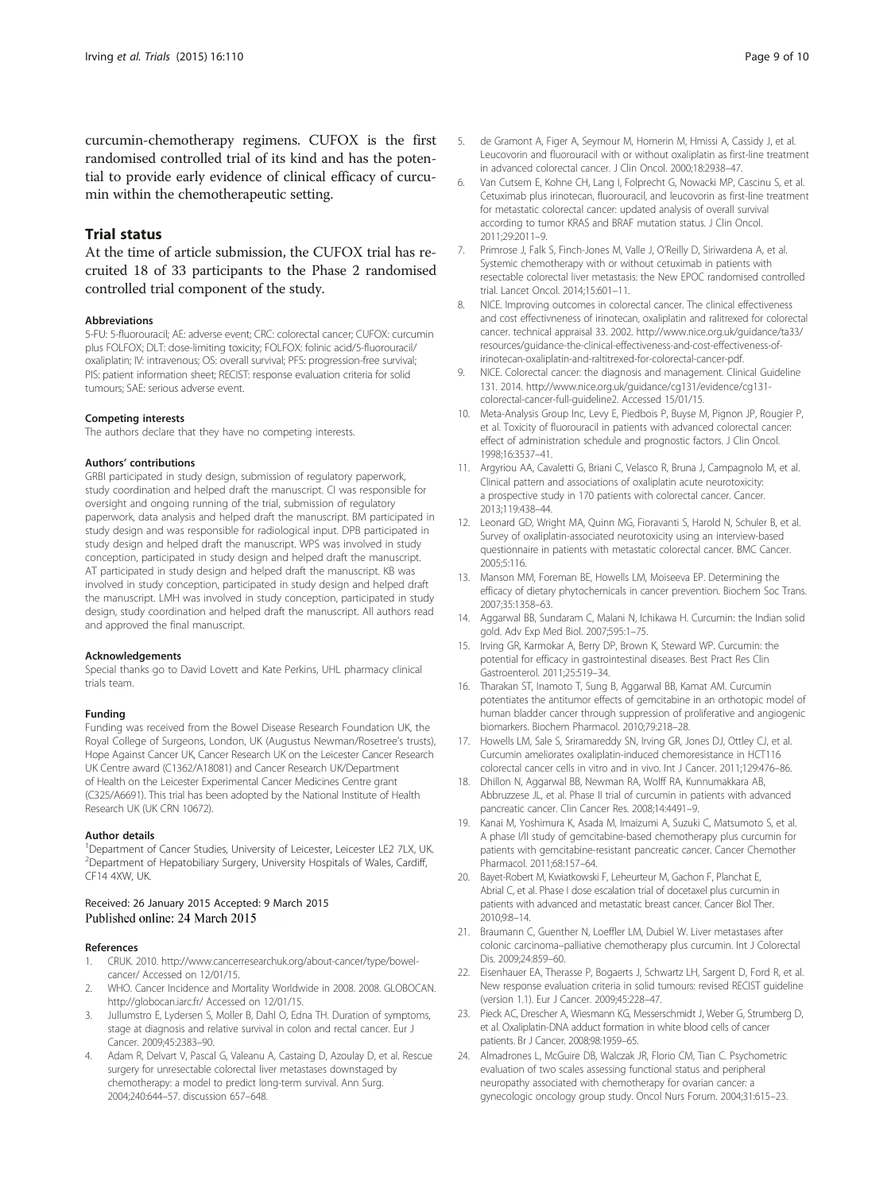curcumin-chemotherapy regimens. CUFOX is the first randomised controlled trial of its kind and has the potential to provide early evidence of clinical efficacy of curcumin within the chemotherapeutic setting.

## Trial status

At the time of article submission, the CUFOX trial has recruited 18 of 33 participants to the Phase 2 randomised controlled trial component of the study.

#### Abbreviations

5-FU: 5-fluorouracil; AE: adverse event; CRC: colorectal cancer; CUFOX: curcumin plus FOLFOX; DLT: dose-limiting toxicity; FOLFOX: folinic acid/5-fluorouracil/oxaliplatin; IV: intravenous; OS: overall survival; PFS: progression-free survival; PIS: patient information sheet; RECIST: response evaluation criteria for solid tumours; SAE: serious adverse event.

#### Competing interests

The authors declare that they have no competing interests.

#### Authors' contributions

GRBI participated in study design, submission of regulatory paperwork, study coordination and helped draft the manuscript. CI was responsible for oversight and ongoing running of the trial, submission of regulatory paperwork, data analysis and helped draft the manuscript. BM participated in study design and was responsible for radiological input. DPB participated in study design and helped draft the manuscript. WPS was involved in study conception, participated in study design and helped draft the manuscript. AT participated in study design and helped draft the manuscript. KB was involved in study conception, participated in study design and helped draft the manuscript. LMH was involved in study conception, participated in study design, study coordination and helped draft the manuscript. All authors read and approved the final manuscript.

#### Acknowledgements

Special thanks go to David Lovett and Kate Perkins, UHL pharmacy clinical trials team.

#### Funding

Funding was received from the Bowel Disease Research Foundation UK, the Royal College of Surgeons, London, UK (Augustus Newman/Rosetree's trusts), Hope Against Cancer UK, Cancer Research UK on the Leicester Cancer Research UK Centre award (C1362/A18081) and Cancer Research UK/Department of Health on the Leicester Experimental Cancer Medicines Centre grant (C325/A6691). This trial has been adopted by the National Institute of Health Research UK (UK CRN 10672).

#### Author details

[1]Department of Cancer Studies, University of Leicester, Leicester LE2 7LX, UK. [2]Department of Hepatobiliary Surgery, University Hospitals of Wales, Cardiff, CF14 4XW, UK.

Received: 26 January 2015 Accepted: 9 March 2015
Published online: 24 March 2015

#### References

1. CRUK. 2010. http://www.cancerresearchuk.org/about-cancer/type/bowel-cancer/ Accessed on 12/01/15.
2. WHO. Cancer Incidence and Mortality Worldwide in 2008. 2008. GLOBOCAN. http://globocan.iarc.fr/ Accessed on 12/01/15.
3. Jullumstro E, Lydersen S, Moller B, Dahl O, Edna TH. Duration of symptoms, stage at diagnosis and relative survival in colon and rectal cancer. Eur J Cancer. 2009;45:2383–90.
4. Adam R, Delvart V, Pascal G, Valeanu A, Castaing D, Azoulay D, et al. Rescue surgery for unresectable colorectal liver metastases downstaged by chemotherapy: a model to predict long-term survival. Ann Surg. 2004;240:644–57. discussion 657–648.
5. de Gramont A, Figer A, Seymour M, Homerin M, Hmissi A, Cassidy J, et al. Leucovorin and fluorouracil with or without oxaliplatin as first-line treatment in advanced colorectal cancer. J Clin Oncol. 2000;18:2938–47.
6. Van Cutsem E, Kohne CH, Lang I, Folprecht G, Nowacki MP, Cascinu S, et al. Cetuximab plus irinotecan, fluorouracil, and leucovorin as first-line treatment for metastatic colorectal cancer: updated analysis of overall survival according to tumor KRAS and BRAF mutation status. J Clin Oncol. 2011;29:2011–9.
7. Primrose J, Falk S, Finch-Jones M, Valle J, O'Reilly D, Siriwardena A, et al. Systemic chemotherapy with or without cetuximab in patients with resectable colorectal liver metastasis: the New EPOC randomised controlled trial. Lancet Oncol. 2014;15:601–11.
8. NICE. Improving outcomes in colorectal cancer. The clinical effectiveness and cost effectivneness of irinotecan, oxaliplatin and ralitrexed for colorectal cancer. technical appraisal 33. 2002. http://www.nice.org.uk/guidance/ta33/resources/guidance-the-clinical-effectiveness-and-cost-effectiveness-of-irinotecan-oxaliplatin-and-raltitrexed-for-colorectal-cancer-pdf.
9. NICE. Colorectal cancer: the diagnosis and management. Clinical Guideline 131. 2014. http://www.nice.org.uk/guidance/cg131/evidence/cg131-colorectal-cancer-full-guideline2. Accessed 15/01/15.
10. Meta-Analysis Group Inc, Levy E, Piedbois P, Buyse M, Pignon JP, Rougier P, et al. Toxicity of fluorouracil in patients with advanced colorectal cancer: effect of administration schedule and prognostic factors. J Clin Oncol. 1998;16:3537–41.
11. Argyriou AA, Cavaletti G, Briani C, Velasco R, Bruna J, Campagnolo M, et al. Clinical pattern and associations of oxaliplatin acute neurotoxicity: a prospective study in 170 patients with colorectal cancer. Cancer. 2013;119:438–44.
12. Leonard GD, Wright MA, Quinn MG, Fioravanti S, Harold N, Schuler B, et al. Survey of oxaliplatin-associated neurotoxicity using an interview-based questionnaire in patients with metastatic colorectal cancer. BMC Cancer. 2005;5:116.
13. Manson MM, Foreman BE, Howells LM, Moiseeva EP. Determining the efficacy of dietary phytochemicals in cancer prevention. Biochem Soc Trans. 2007;35:1358–63.
14. Aggarwal BB, Sundaram C, Malani N, Ichikawa H. Curcumin: the Indian solid gold. Adv Exp Med Biol. 2007;595:1–75.
15. Irving GR, Karmokar A, Berry DP, Brown K, Steward WP. Curcumin: the potential for efficacy in gastrointestinal diseases. Best Pract Res Clin Gastroenterol. 2011;25:519–34.
16. Tharakan ST, Inamoto T, Sung B, Aggarwal BB, Kamat AM. Curcumin potentiates the antitumor effects of gemcitabine in an orthotopic model of human bladder cancer through suppression of proliferative and angiogenic biomarkers. Biochem Pharmacol. 2010;79:218–28.
17. Howells LM, Sale S, Sriramareddy SN, Irving GR, Jones DJ, Ottley CJ, et al. Curcumin ameliorates oxaliplatin-induced chemoresistance in HCT116 colorectal cancer cells in vitro and in vivo. Int J Cancer. 2011;129:476–86.
18. Dhillon N, Aggarwal BB, Newman RA, Wolff RA, Kunnumakkara AB, Abbruzzese JL, et al. Phase II trial of curcumin in patients with advanced pancreatic cancer. Clin Cancer Res. 2008;14:4491–9.
19. Kanai M, Yoshimura K, Asada M, Imaizumi A, Suzuki C, Matsumoto S, et al. A phase I/II study of gemcitabine-based chemotherapy plus curcumin for patients with gemcitabine-resistant pancreatic cancer. Cancer Chemother Pharmacol. 2011;68:157–64.
20. Bayet-Robert M, Kwiatkowski F, Leheurteur M, Gachon F, Planchat E, Abrial C, et al. Phase I dose escalation trial of docetaxel plus curcumin in patients with advanced and metastatic breast cancer. Cancer Biol Ther. 2010;9:8–14.
21. Braumann C, Guenther N, Loeffler LM, Dubiel W. Liver metastases after colonic carcinoma–palliative chemotherapy plus curcumin. Int J Colorectal Dis. 2009;24:859–60.
22. Eisenhauer EA, Therasse P, Bogaerts J, Schwartz LH, Sargent D, Ford R, et al. New response evaluation criteria in solid tumours: revised RECIST guideline (version 1.1). Eur J Cancer. 2009;45:228–47.
23. Pieck AC, Drescher A, Wiesmann KG, Messerschmidt J, Weber G, Strumberg D, et al. Oxaliplatin-DNA adduct formation in white blood cells of cancer patients. Br J Cancer. 2008;98:1959–65.
24. Almadrones L, McGuire DB, Walczak JR, Florio CM, Tian C. Psychometric evaluation of two scales assessing functional status and peripheral neuropathy associated with chemotherapy for ovarian cancer: a gynecologic oncology group study. Oncol Nurs Forum. 2004;31:615–23.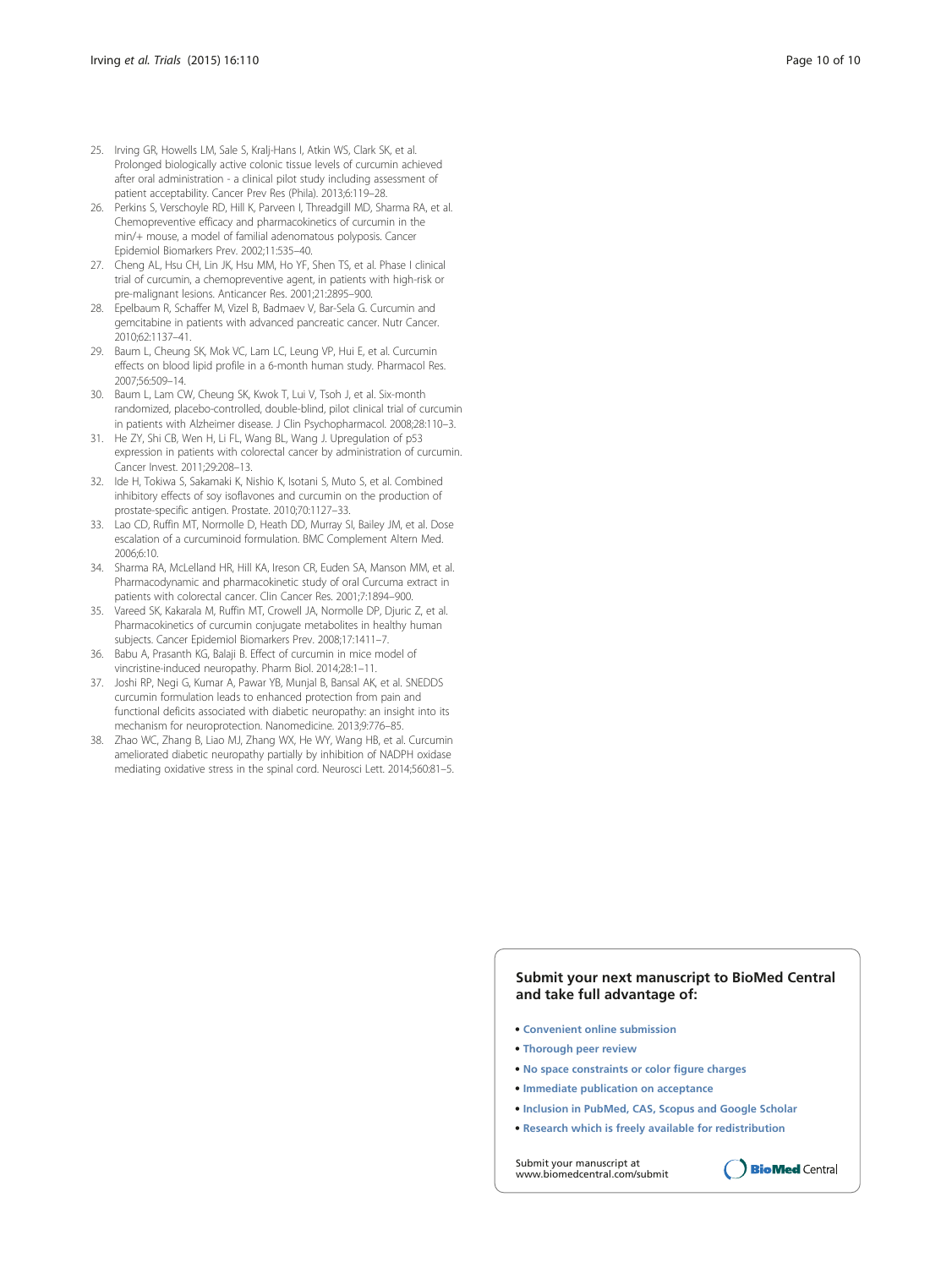25. Irving GR, Howells LM, Sale S, Kralj-Hans I, Atkin WS, Clark SK, et al. Prolonged biologically active colonic tissue levels of curcumin achieved after oral administration - a clinical pilot study including assessment of patient acceptability. Cancer Prev Res (Phila). 2013;6:119–28.
26. Perkins S, Verschoyle RD, Hill K, Parveen I, Threadgill MD, Sharma RA, et al. Chemopreventive efficacy and pharmacokinetics of curcumin in the min/+ mouse, a model of familial adenomatous polyposis. Cancer Epidemiol Biomarkers Prev. 2002;11:535–40.
27. Cheng AL, Hsu CH, Lin JK, Hsu MM, Ho YF, Shen TS, et al. Phase I clinical trial of curcumin, a chemopreventive agent, in patients with high-risk or pre-malignant lesions. Anticancer Res. 2001;21:2895–900.
28. Epelbaum R, Schaffer M, Vizel B, Badmaev V, Bar-Sela G. Curcumin and gemcitabine in patients with advanced pancreatic cancer. Nutr Cancer. 2010;62:1137–41.
29. Baum L, Cheung SK, Mok VC, Lam LC, Leung VP, Hui E, et al. Curcumin effects on blood lipid profile in a 6-month human study. Pharmacol Res. 2007;56:509–14.
30. Baum L, Lam CW, Cheung SK, Kwok T, Lui V, Tsoh J, et al. Six-month randomized, placebo-controlled, double-blind, pilot clinical trial of curcumin in patients with Alzheimer disease. J Clin Psychopharmacol. 2008;28:110–3.
31. He ZY, Shi CB, Wen H, Li FL, Wang BL, Wang J. Upregulation of p53 expression in patients with colorectal cancer by administration of curcumin. Cancer Invest. 2011;29:208–13.
32. Ide H, Tokiwa S, Sakamaki K, Nishio K, Isotani S, Muto S, et al. Combined inhibitory effects of soy isoflavones and curcumin on the production of prostate-specific antigen. Prostate. 2010;70:1127–33.
33. Lao CD, Ruffin MT, Normolle D, Heath DD, Murray SI, Bailey JM, et al. Dose escalation of a curcuminoid formulation. BMC Complement Altern Med. 2006;6:10.
34. Sharma RA, McLelland HR, Hill KA, Ireson CR, Euden SA, Manson MM, et al. Pharmacodynamic and pharmacokinetic study of oral Curcuma extract in patients with colorectal cancer. Clin Cancer Res. 2001;7:1894–900.
35. Vareed SK, Kakarala M, Ruffin MT, Crowell JA, Normolle DP, Djuric Z, et al. Pharmacokinetics of curcumin conjugate metabolites in healthy human subjects. Cancer Epidemiol Biomarkers Prev. 2008;17:1411–7.
36. Babu A, Prasanth KG, Balaji B. Effect of curcumin in mice model of vincristine-induced neuropathy. Pharm Biol. 2014;28:1–11.
37. Joshi RP, Negi G, Kumar A, Pawar YB, Munjal B, Bansal AK, et al. SNEDDS curcumin formulation leads to enhanced protection from pain and functional deficits associated with diabetic neuropathy: an insight into its mechanism for neuroprotection. Nanomedicine. 2013;9:776–85.
38. Zhao WC, Zhang B, Liao MJ, Zhang WX, He WY, Wang HB, et al. Curcumin ameliorated diabetic neuropathy partially by inhibition of NADPH oxidase mediating oxidative stress in the spinal cord. Neurosci Lett. 2014;560:81–5.

**Submit your next manuscript to BioMed Central and take full advantage of:**

- **Convenient online submission**
- **Thorough peer review**
- **No space constraints or color figure charges**
- **Immediate publication on acceptance**
- **Inclusion in PubMed, CAS, Scopus and Google Scholar**
- **Research which is freely available for redistribution**

Submit your manuscript at
www.biomedcentral.com/submit

BioMed Central